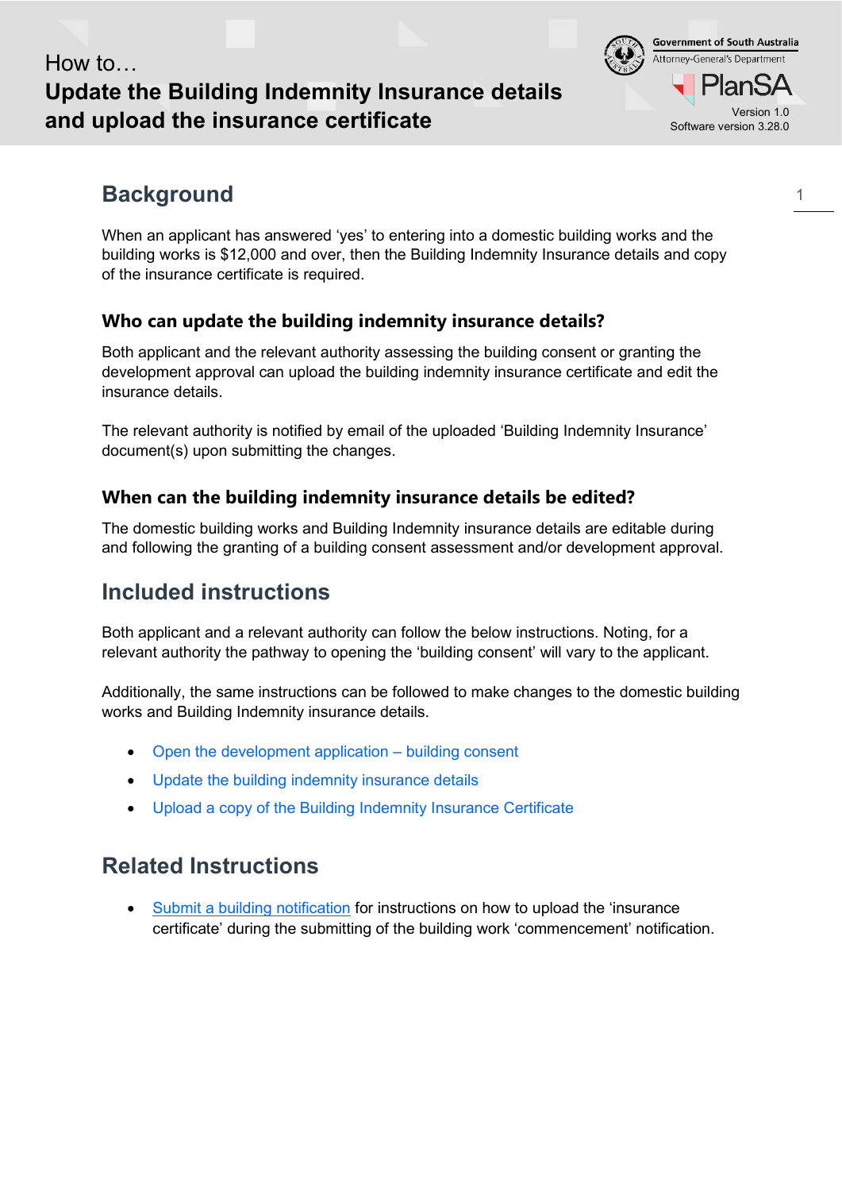How to…

# Update the Building Indemnity Insurance details and upload the insurance certificate

Government of South Australia
Attorney-General's Department

PlanSA

Version 1.0
Software version 3.28.0

## Background

When an applicant has answered 'yes' to entering into a domestic building works and the building works is $12,000 and over, then the Building Indemnity Insurance details and copy of the insurance certificate is required.

### Who can update the building indemnity insurance details?

Both applicant and the relevant authority assessing the building consent or granting the development approval can upload the building indemnity insurance certificate and edit the insurance details.

The relevant authority is notified by email of the uploaded 'Building Indemnity Insurance' document(s) upon submitting the changes.

### When can the building indemnity insurance details be edited?

The domestic building works and Building Indemnity insurance details are editable during and following the granting of a building consent assessment and/or development approval.

## Included instructions

Both applicant and a relevant authority can follow the below instructions. Noting, for a relevant authority the pathway to opening the 'building consent' will vary to the applicant.

Additionally, the same instructions can be followed to make changes to the domestic building works and Building Indemnity insurance details.

- Open the development application – building consent
- Update the building indemnity insurance details
- Upload a copy of the Building Indemnity Insurance Certificate

## Related Instructions

- Submit a building notification for instructions on how to upload the 'insurance certificate' during the submitting of the building work 'commencement' notification.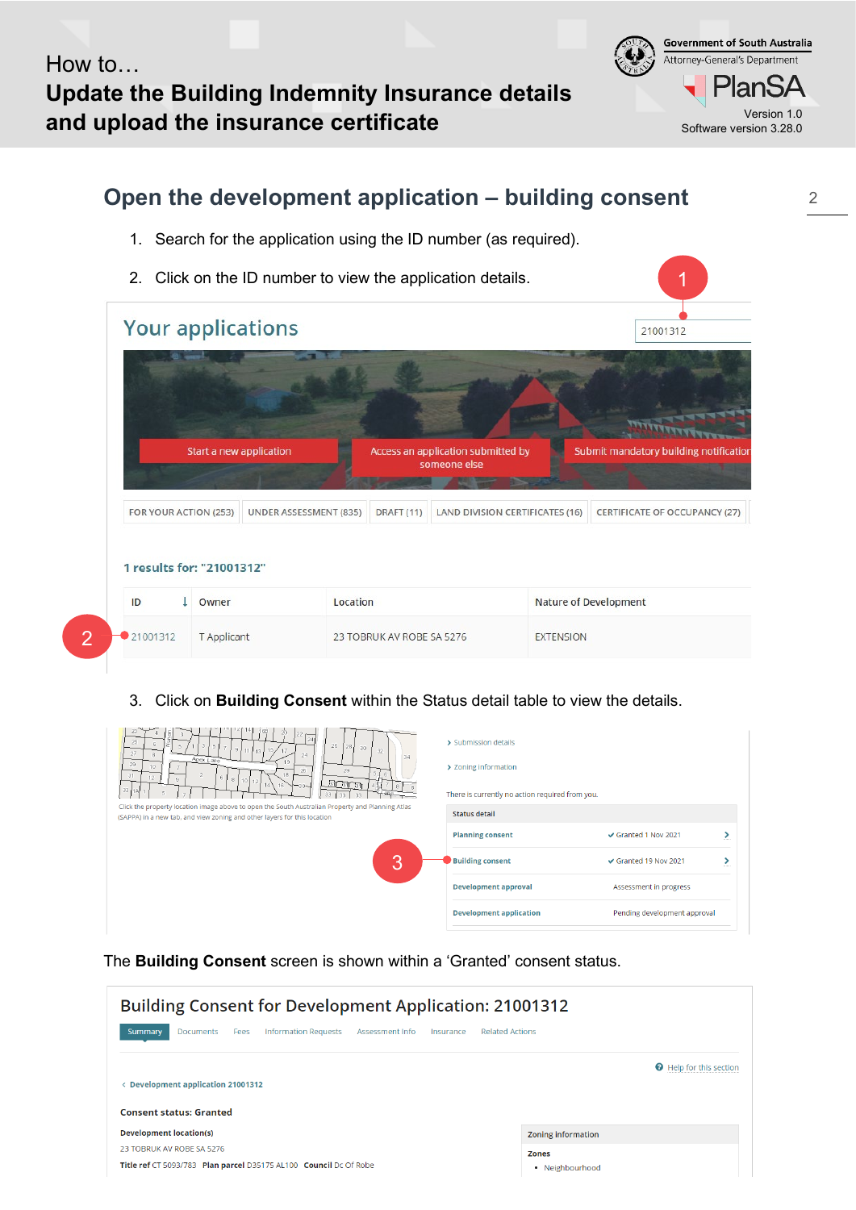## Open the development application – building consent

1. Search for the application using the ID number (as required).
2. Click on the ID number to view the application details.

1

Your applications

21001312

Start a new application

Access an application submitted by someone else

Submit mandatory building notification

FOR YOUR ACTION (253) | UNDER ASSESSMENT (835) | DRAFT (11) | LAND DIVISION CERTIFICATES (16) | CERTIFICATE OF OCCUPANCY (27)

1 results for: "21001312"

| ID | Owner | Location | Nature of Development |
| --- | --- | --- | --- |
| 21001312 | T Applicant | 23 TOBRUK AV ROBE SA 5276 | EXTENSION |

2

3. Click on **Building Consent** within the Status detail table to view the details.

Click the property location image above to open the South Australian Property and Planning Atlas (SAPPA) in a new tab, and view zoning and other layers for this location

› Submission details

› Zoning information

There is currently no action required from you.

| Status detail | |
| --- | --- |
| Planning consent | ✔ Granted 1 Nov 2021 |
| Building consent | ✔ Granted 19 Nov 2021 |
| Development approval | Assessment in progress |
| Development application | Pending development approval |

3

The **Building Consent** screen is shown within a 'Granted' consent status.

Building Consent for Development Application: 21001312

Summary | Documents | Fees | Information Requests | Assessment Info | Insurance | Related Actions

Help for this section

‹ Development application 21001312

Consent status: Granted

Development location(s)

23 TOBRUK AV ROBE SA 5276

Title ref CT 5093/783 Plan parcel D35175 AL100 Council Dc Of Robe

Zoning information

Zones

- Neighbourhood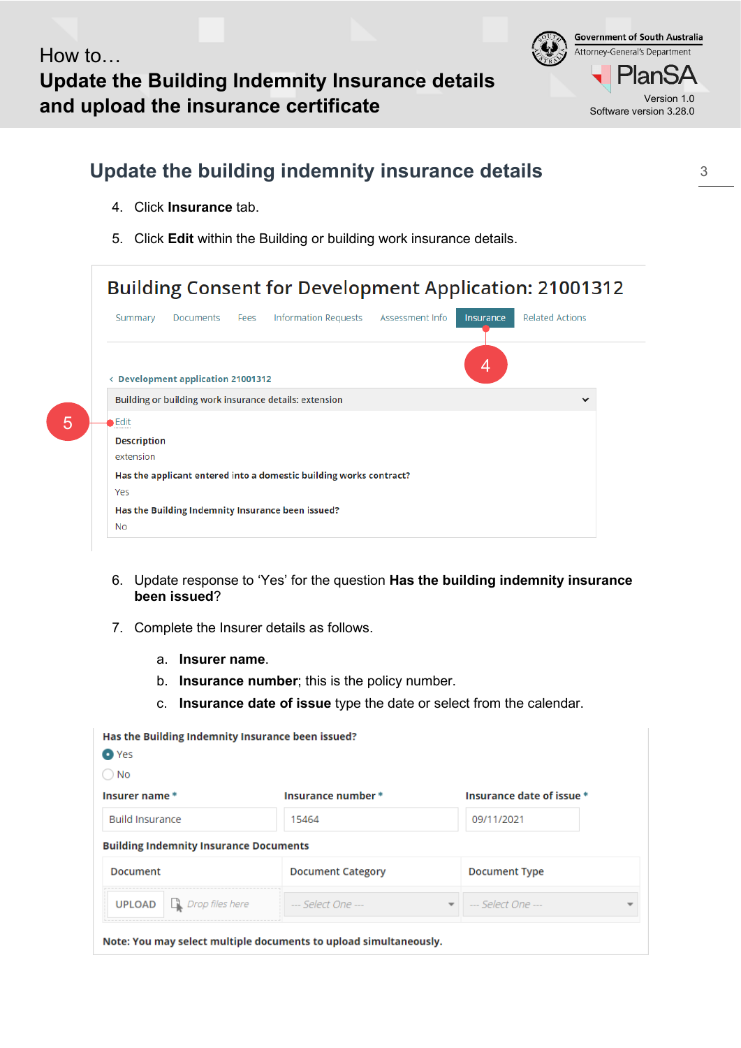## Update the building indemnity insurance details

4. Click **Insurance** tab.

5. Click **Edit** within the Building or building work insurance details.

6. Update response to 'Yes' for the question **Has the building indemnity insurance been issued**?

7. Complete the Insurer details as follows.

   a. **Insurer name**.

   b. **Insurance number**; this is the policy number.

   c. **Insurance date of issue** type the date or select from the calendar.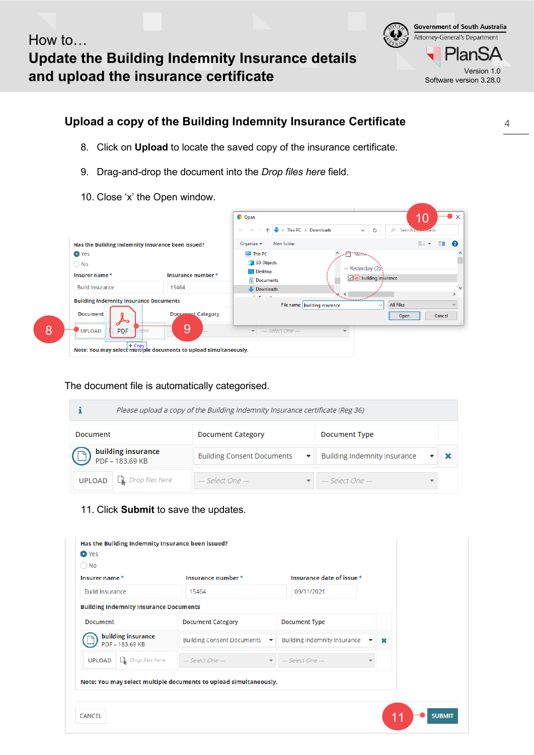## Upload a copy of the Building Indemnity Insurance Certificate

8. Click on **Upload** to locate the saved copy of the insurance certificate.
9. Drag-and-drop the document into the *Drop files here* field.
10. Close 'x' the Open window.

The document file is automatically categorised.

11. Click **Submit** to save the updates.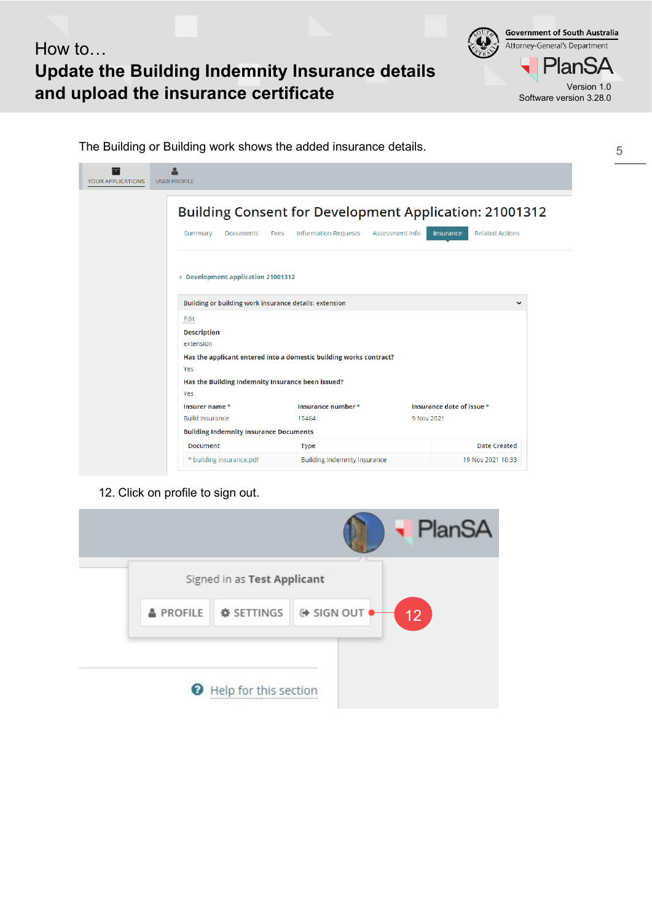The Building or Building work shows the added insurance details.

12. Click on profile to sign out.